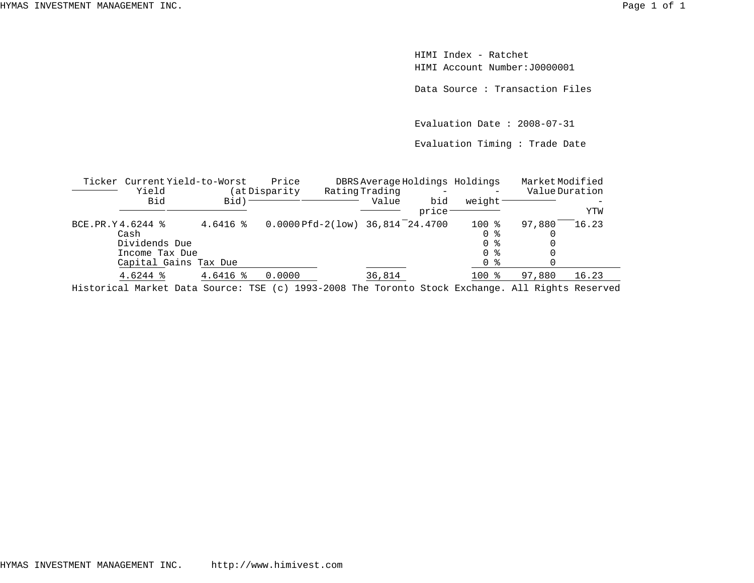HIMI Index - Ratchet
HIMI Account Number:J0000001

Data Source : Transaction Files

Evaluation Date : 2008-07-31

Evaluation Timing : Trade Date

| Ticker | Current Yield Bid | Yield-to-Worst (at Bid) | Price Disparity | DBRS Rating | Average Trading Value | Holdings - bid price | Holdings - weight | Market Value | Modified Duration - YTW |
|---|---|---|---|---|---|---|---|---|---|
| BCE.PR.Y | 4.6244 % | 4.6416 % | 0.0000 | Pfd-2(low) | 36,814 | 24.4700 | 100 % | 97,880 | 16.23 |
| | Cash | | | | | | 0 % | 0 | |
| | Dividends Due | | | | | | 0 % | 0 | |
| | Income Tax Due | | | | | | 0 % | 0 | |
| | Capital Gains Tax Due | | | | | | 0 % | 0 | |
| | 4.6244 % | 4.6416 % | 0.0000 | | 36,814 | | 100 % | 97,880 | 16.23 |

Historical Market Data Source: TSE (c) 1993-2008 The Toronto Stock Exchange. All Rights Reserved

HYMAS INVESTMENT MANAGEMENT INC. http://www.himivest.com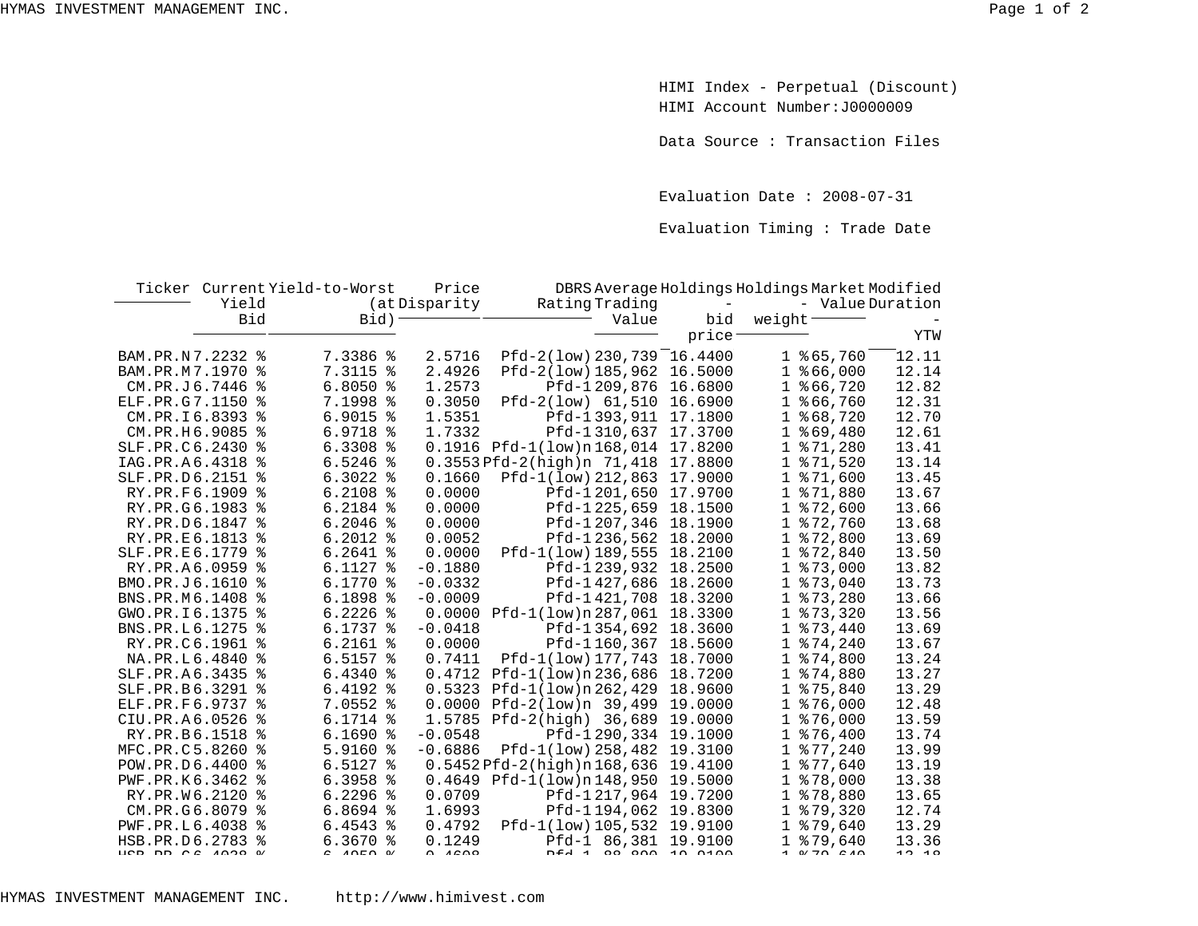HIMI Index - Perpetual (Discount)
HIMI Account Number:J0000009

Data Source : Transaction Files

Evaluation Date : 2008-07-31

Evaluation Timing : Trade Date

| Ticker | Current Yield Bid | Yield-to-Worst (at Bid) | Price Disparity | DBRS Rating | Average Trading Value | Holdings - bid price | Holdings - weight | Market Value | Modified Duration - YTW |
|---|---|---|---|---|---|---|---|---|---|
| BAM.PR.N | 7.2232 % | 7.3386 % | 2.5716 | Pfd-2(low) | 230,739 | 16.4400 | 1 % | 65,760 | 12.11 |
| BAM.PR.M | 7.1970 % | 7.3115 % | 2.4926 | Pfd-2(low) | 185,962 | 16.5000 | 1 % | 66,000 | 12.14 |
| CM.PR.J | 6.7446 % | 6.8050 % | 1.2573 | Pfd-1 | 209,876 | 16.6800 | 1 % | 66,720 | 12.82 |
| ELF.PR.G | 7.1150 % | 7.1998 % | 0.3050 | Pfd-2(low) | 61,510 | 16.6900 | 1 % | 66,760 | 12.31 |
| CM.PR.I | 6.8393 % | 6.9015 % | 1.5351 | Pfd-1 | 393,911 | 17.1800 | 1 % | 68,720 | 12.70 |
| CM.PR.H | 6.9085 % | 6.9718 % | 1.7332 | Pfd-1 | 310,637 | 17.3700 | 1 % | 69,480 | 12.61 |
| SLF.PR.C | 6.2430 % | 6.3308 % | 0.1916 | Pfd-1(low)n | 168,014 | 17.8200 | 1 % | 71,280 | 13.41 |
| IAG.PR.A | 6.4318 % | 6.5246 % | 0.3553 | Pfd-2(high)n | 71,418 | 17.8800 | 1 % | 71,520 | 13.14 |
| SLF.PR.D | 6.2151 % | 6.3022 % | 0.1660 | Pfd-1(low) | 212,863 | 17.9000 | 1 % | 71,600 | 13.45 |
| RY.PR.F | 6.1909 % | 6.2108 % | 0.0000 | Pfd-1 | 201,650 | 17.9700 | 1 % | 71,880 | 13.67 |
| RY.PR.G | 6.1983 % | 6.2184 % | 0.0000 | Pfd-1 | 225,659 | 18.1500 | 1 % | 72,600 | 13.66 |
| RY.PR.D | 6.1847 % | 6.2046 % | 0.0000 | Pfd-1 | 207,346 | 18.1900 | 1 % | 72,760 | 13.68 |
| RY.PR.E | 6.1813 % | 6.2012 % | 0.0052 | Pfd-1 | 236,562 | 18.2000 | 1 % | 72,800 | 13.69 |
| SLF.PR.E | 6.1779 % | 6.2641 % | 0.0000 | Pfd-1(low) | 189,555 | 18.2100 | 1 % | 72,840 | 13.50 |
| RY.PR.A | 6.0959 % | 6.1127 % | -0.1880 | Pfd-1 | 239,932 | 18.2500 | 1 % | 73,000 | 13.82 |
| BMO.PR.J | 6.1610 % | 6.1770 % | -0.0332 | Pfd-1 | 427,686 | 18.2600 | 1 % | 73,040 | 13.73 |
| BNS.PR.M | 6.1408 % | 6.1898 % | -0.0009 | Pfd-1 | 421,708 | 18.3200 | 1 % | 73,280 | 13.66 |
| GWO.PR.I | 6.1375 % | 6.2226 % | 0.0000 | Pfd-1(low)n | 287,061 | 18.3300 | 1 % | 73,320 | 13.56 |
| BNS.PR.L | 6.1275 % | 6.1737 % | -0.0418 | Pfd-1 | 354,692 | 18.3600 | 1 % | 73,440 | 13.69 |
| RY.PR.C | 6.1961 % | 6.2161 % | 0.0000 | Pfd-1 | 160,367 | 18.5600 | 1 % | 74,240 | 13.67 |
| NA.PR.L | 6.4840 % | 6.5157 % | 0.7411 | Pfd-1(low) | 177,743 | 18.7000 | 1 % | 74,800 | 13.24 |
| SLF.PR.A | 6.3435 % | 6.4340 % | 0.4712 | Pfd-1(low)n | 236,686 | 18.7200 | 1 % | 74,880 | 13.27 |
| SLF.PR.B | 6.3291 % | 6.4192 % | 0.5323 | Pfd-1(low)n | 262,429 | 18.9600 | 1 % | 75,840 | 13.29 |
| ELF.PR.F | 6.9737 % | 7.0552 % | 0.0000 | Pfd-2(low)n | 39,499 | 19.0000 | 1 % | 76,000 | 12.48 |
| CIU.PR.A | 6.0526 % | 6.1714 % | 1.5785 | Pfd-2(high) | 36,689 | 19.0000 | 1 % | 76,000 | 13.59 |
| RY.PR.B | 6.1518 % | 6.1690 % | -0.0548 | Pfd-1 | 290,334 | 19.1000 | 1 % | 76,400 | 13.74 |
| MFC.PR.C | 5.8260 % | 5.9160 % | -0.6886 | Pfd-1(low) | 258,482 | 19.3100 | 1 % | 77,240 | 13.99 |
| POW.PR.D | 6.4400 % | 6.5127 % | 0.5452 | Pfd-2(high)n | 168,636 | 19.4100 | 1 % | 77,640 | 13.19 |
| PWF.PR.K | 6.3462 % | 6.3958 % | 0.4649 | Pfd-1(low)n | 148,950 | 19.5000 | 1 % | 78,000 | 13.38 |
| RY.PR.W | 6.2120 % | 6.2296 % | 0.0709 | Pfd-1 | 217,964 | 19.7200 | 1 % | 78,880 | 13.65 |
| CM.PR.G | 6.8079 % | 6.8694 % | 1.6993 | Pfd-1 | 194,062 | 19.8300 | 1 % | 79,320 | 12.74 |
| PWF.PR.L | 6.4038 % | 6.4543 % | 0.4792 | Pfd-1(low) | 105,532 | 19.9100 | 1 % | 79,640 | 13.29 |
| HSB.PR.D | 6.2783 % | 6.3670 % | 0.1249 | Pfd-1 | 86,381 | 19.9100 | 1 % | 79,640 | 13.36 |
| HSB.PR.C | 6.4028 % | 6.4959 % | 0.4608 | Pfd-1 | 88,800 | 19.9100 | 1 % | 79,640 | 13.18 |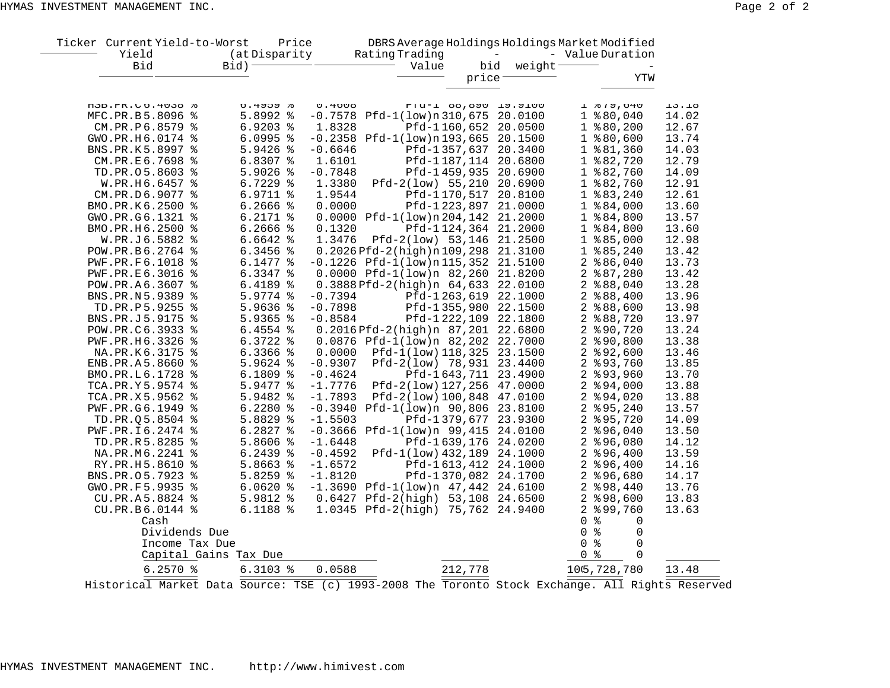| Ticker | Current Yield Bid | Yield-to-Worst (at Bid) | Price Disparity | DBRS Rating | Average Trading Value | Holdings - bid price | Holdings weight | Market - Value | Modified Duration - YTW |
|---|---|---|---|---|---|---|---|---|---|
| HSB.PR.C | 6.4038 % | 6.4959 % | 0.4608 | Pfd-1 | 88,890 | 19.9100 | 1 % | 79,640 | 13.18 |
| MFC.PR.B | 5.8096 % | 5.8992 % | -0.7578 | Pfd-1(low)n | 310,675 | 20.0100 | 1 % | 80,040 | 14.02 |
| CM.PR.P | 6.8579 % | 6.9203 % | 1.8328 | Pfd-1 | 160,652 | 20.0500 | 1 % | 80,200 | 12.67 |
| GWO.PR.H | 6.0174 % | 6.0995 % | -0.2358 | Pfd-1(low)n | 193,665 | 20.1500 | 1 % | 80,600 | 13.74 |
| BNS.PR.K | 5.8997 % | 5.9426 % | -0.6646 | Pfd-1 | 357,637 | 20.3400 | 1 % | 81,360 | 14.03 |
| CM.PR.E | 6.7698 % | 6.8307 % | 1.6101 | Pfd-1 | 187,114 | 20.6800 | 1 % | 82,720 | 12.79 |
| TD.PR.O | 5.8603 % | 5.9026 % | -0.7848 | Pfd-1 | 459,935 | 20.6900 | 1 % | 82,760 | 14.09 |
| W.PR.H | 6.6457 % | 6.7229 % | 1.3380 | Pfd-2(low) | 55,210 | 20.6900 | 1 % | 82,760 | 12.91 |
| CM.PR.D | 6.9077 % | 6.9711 % | 1.9544 | Pfd-1 | 170,517 | 20.8100 | 1 % | 83,240 | 12.61 |
| BMO.PR.K | 6.2500 % | 6.2666 % | 0.0000 | Pfd-1 | 223,897 | 21.0000 | 1 % | 84,000 | 13.60 |
| GWO.PR.G | 6.1321 % | 6.2171 % | 0.0000 | Pfd-1(low)n | 204,142 | 21.2000 | 1 % | 84,800 | 13.57 |
| BMO.PR.H | 6.2500 % | 6.2666 % | 0.1320 | Pfd-1 | 124,364 | 21.2000 | 1 % | 84,800 | 13.60 |
| W.PR.J | 6.5882 % | 6.6642 % | 1.3476 | Pfd-2(low) | 53,146 | 21.2500 | 1 % | 85,000 | 12.98 |
| POW.PR.B | 6.2764 % | 6.3456 % | 0.2026 | Pfd-2(high)n | 109,298 | 21.3100 | 1 % | 85,240 | 13.42 |
| PWF.PR.F | 6.1018 % | 6.1477 % | -0.1226 | Pfd-1(low)n | 115,352 | 21.5100 | 2 % | 86,040 | 13.73 |
| PWF.PR.E | 6.3016 % | 6.3347 % | 0.0000 | Pfd-1(low)n | 82,260 | 21.8200 | 2 % | 87,280 | 13.42 |
| POW.PR.A | 6.3607 % | 6.4189 % | 0.3888 | Pfd-2(high)n | 64,633 | 22.0100 | 2 % | 88,040 | 13.28 |
| BNS.PR.N | 5.9389 % | 5.9774 % | -0.7394 | Pfd-1 | 263,619 | 22.1000 | 2 % | 88,400 | 13.96 |
| TD.PR.P | 5.9255 % | 5.9636 % | -0.7898 | Pfd-1 | 355,980 | 22.1500 | 2 % | 88,600 | 13.98 |
| BNS.PR.J | 5.9175 % | 5.9365 % | -0.8584 | Pfd-1 | 222,109 | 22.1800 | 2 % | 88,720 | 13.97 |
| POW.PR.C | 6.3933 % | 6.4554 % | 0.2016 | Pfd-2(high)n | 87,201 | 22.6800 | 2 % | 90,720 | 13.24 |
| PWF.PR.H | 6.3326 % | 6.3722 % | 0.0876 | Pfd-1(low)n | 82,202 | 22.7000 | 2 % | 90,800 | 13.38 |
| NA.PR.K | 6.3175 % | 6.3366 % | 0.0000 | Pfd-1(low) | 118,325 | 23.1500 | 2 % | 92,600 | 13.46 |
| ENB.PR.A | 5.8660 % | 5.9624 % | -0.9307 | Pfd-2(low) | 78,931 | 23.4400 | 2 % | 93,760 | 13.85 |
| BMO.PR.L | 6.1728 % | 6.1809 % | -0.4624 | Pfd-1 | 643,711 | 23.4900 | 2 % | 93,960 | 13.70 |
| TCA.PR.Y | 5.9574 % | 5.9477 % | -1.7776 | Pfd-2(low) | 127,256 | 47.0000 | 2 % | 94,000 | 13.88 |
| TCA.PR.X | 5.9562 % | 5.9482 % | -1.7893 | Pfd-2(low) | 100,848 | 47.0100 | 2 % | 94,020 | 13.88 |
| PWF.PR.G | 6.1949 % | 6.2280 % | -0.3940 | Pfd-1(low)n | 90,806 | 23.8100 | 2 % | 95,240 | 13.57 |
| TD.PR.Q | 5.8504 % | 5.8829 % | -1.5503 | Pfd-1 | 379,677 | 23.9300 | 2 % | 95,720 | 14.09 |
| PWF.PR.I | 6.2474 % | 6.2827 % | -0.3666 | Pfd-1(low)n | 99,415 | 24.0100 | 2 % | 96,040 | 13.50 |
| TD.PR.R | 5.8285 % | 5.8606 % | -1.6448 | Pfd-1 | 639,176 | 24.0200 | 2 % | 96,080 | 14.12 |
| NA.PR.M | 6.2241 % | 6.2439 % | -0.4592 | Pfd-1(low) | 432,189 | 24.1000 | 2 % | 96,400 | 13.59 |
| RY.PR.H | 5.8610 % | 5.8663 % | -1.6572 | Pfd-1 | 613,412 | 24.1000 | 2 % | 96,400 | 14.16 |
| BNS.PR.O | 5.7923 % | 5.8259 % | -1.8120 | Pfd-1 | 370,082 | 24.1700 | 2 % | 96,680 | 14.17 |
| GWO.PR.F | 5.9935 % | 6.0620 % | -1.3690 | Pfd-1(low)n | 47,442 | 24.6100 | 2 % | 98,440 | 13.76 |
| CU.PR.A | 5.8824 % | 5.9812 % | 0.6427 | Pfd-2(high) | 53,108 | 24.6500 | 2 % | 98,600 | 13.83 |
| CU.PR.B | 6.0144 % | 6.1188 % | 1.0345 | Pfd-2(high) | 75,762 | 24.9400 | 2 % | 99,760 | 13.63 |
| Cash | | | | | | | 0 % | 0 | |
| Dividends Due | | | | | | | 0 % | 0 | |
| Income Tax Due | | | | | | | 0 % | 0 | |
| Capital Gains Tax Due | | | | | | | 0 % | 0 | |
| | 6.2570 % | 6.3103 % | 0.0588 | | 212,778 | | 100 % | 5,728,780 | 13.48 |

Historical Market Data Source: TSE (c) 1993-2008 The Toronto Stock Exchange. All Rights Reserved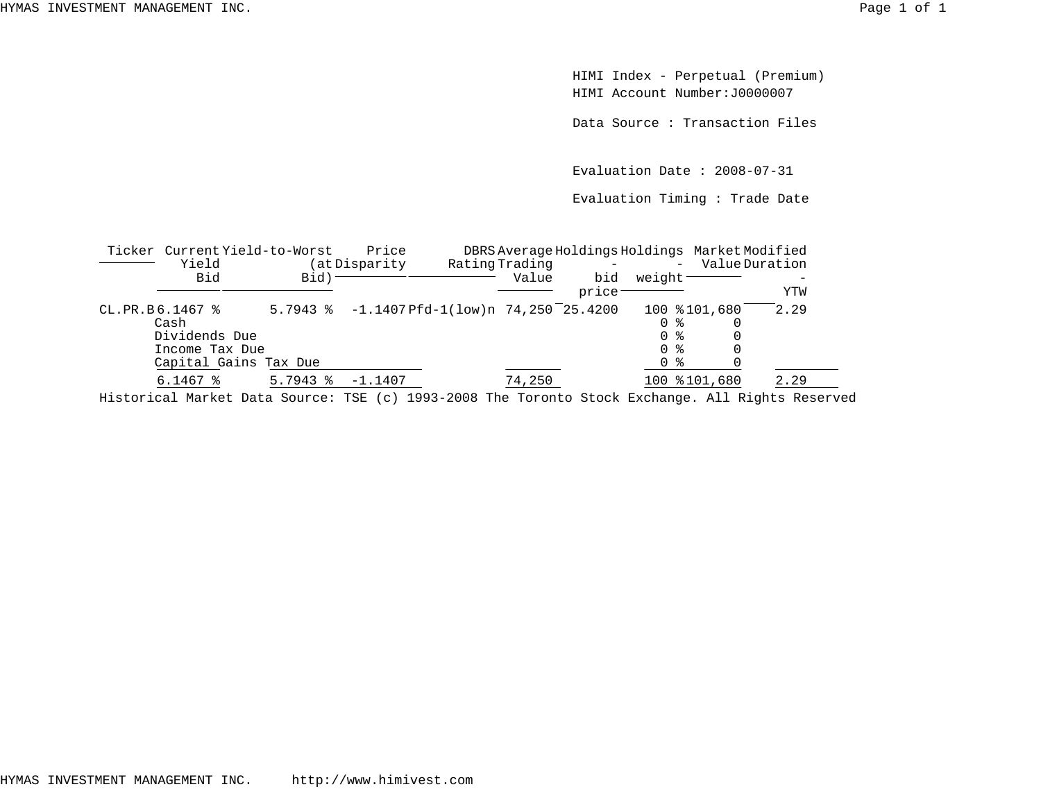HIMI Index - Perpetual (Premium)
HIMI Account Number:J0000007

Data Source : Transaction Files

Evaluation Date : 2008-07-31

Evaluation Timing : Trade Date

| Ticker | Current Yield Bid | Yield-to-Worst (at Bid) | Price Disparity | DBRS Rating | Average Trading Value | Holdings - bid price | Holdings - weight | Market Value | Modified Duration - YTW |
|---|---|---|---|---|---|---|---|---|---|
| CL.PR.B | 6.1467 % | 5.7943 % | -1.1407 | Pfd-1(low)n | 74,250 | 25.4200 | 100 % | 101,680 | 2.29 |
| | Cash | | | | | | 0 % | 0 | |
| | Dividends Due | | | | | | 0 % | 0 | |
| | Income Tax Due | | | | | | 0 % | 0 | |
| | Capital Gains Tax Due | | | | | | 0 % | 0 | |
| | 6.1467 % | 5.7943 % | -1.1407 | | 74,250 | | 100 % | 101,680 | 2.29 |

Historical Market Data Source: TSE (c) 1993-2008 The Toronto Stock Exchange. All Rights Reserved

HYMAS INVESTMENT MANAGEMENT INC. http://www.himivest.com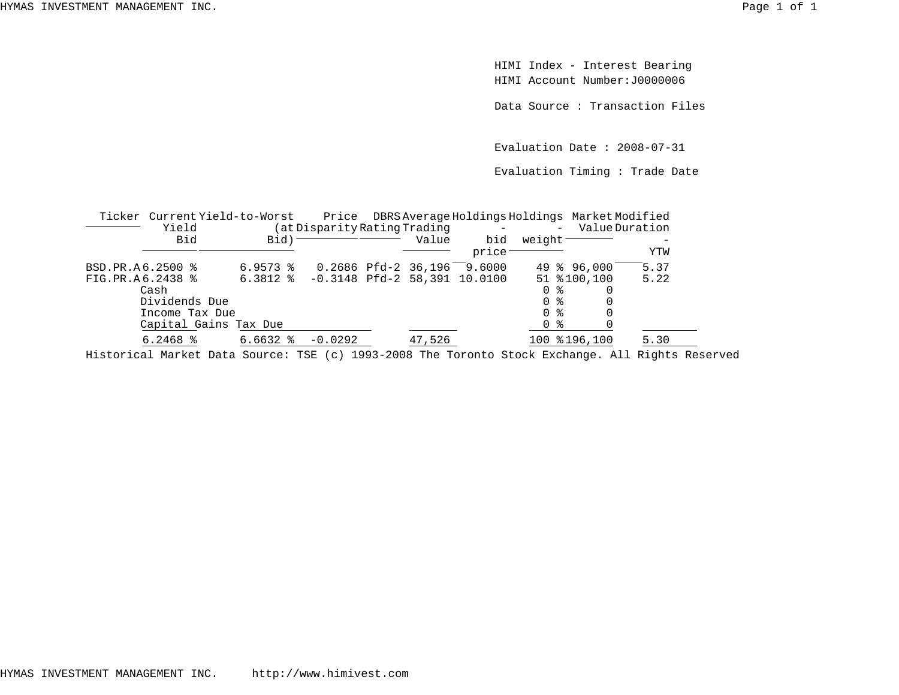HIMI Index - Interest Bearing
HIMI Account Number:J0000006

Data Source : Transaction Files

Evaluation Date : 2008-07-31

Evaluation Timing : Trade Date

| Ticker | Current Yield Bid | Yield-to-Worst (at Bid) | Price Disparity | DBRS Rating | Average Trading Value | Holdings - bid price | Holdings - weight | Market Value | Modified Duration - YTW |
|---|---|---|---|---|---|---|---|---|---|
| BSD.PR.A | 6.2500 % | 6.9573 % | 0.2686 | Pfd-2 | 36,196 | 9.6000 | 49 % | 96,000 | 5.37 |
| FIG.PR.A | 6.2438 % | 6.3812 % | -0.3148 | Pfd-2 | 58,391 | 10.0100 | 51 % | 100,100 | 5.22 |
| Cash | | | | | | | 0 % | 0 | |
| Dividends Due | | | | | | | 0 % | 0 | |
| Income Tax Due | | | | | | | 0 % | 0 | |
| Capital Gains Tax Due | | | | | | | 0 % | 0 | |
| | 6.2468 % | 6.6632 % | -0.0292 | | 47,526 | | 100 % | 196,100 | 5.30 |

Historical Market Data Source: TSE (c) 1993-2008 The Toronto Stock Exchange. All Rights Reserved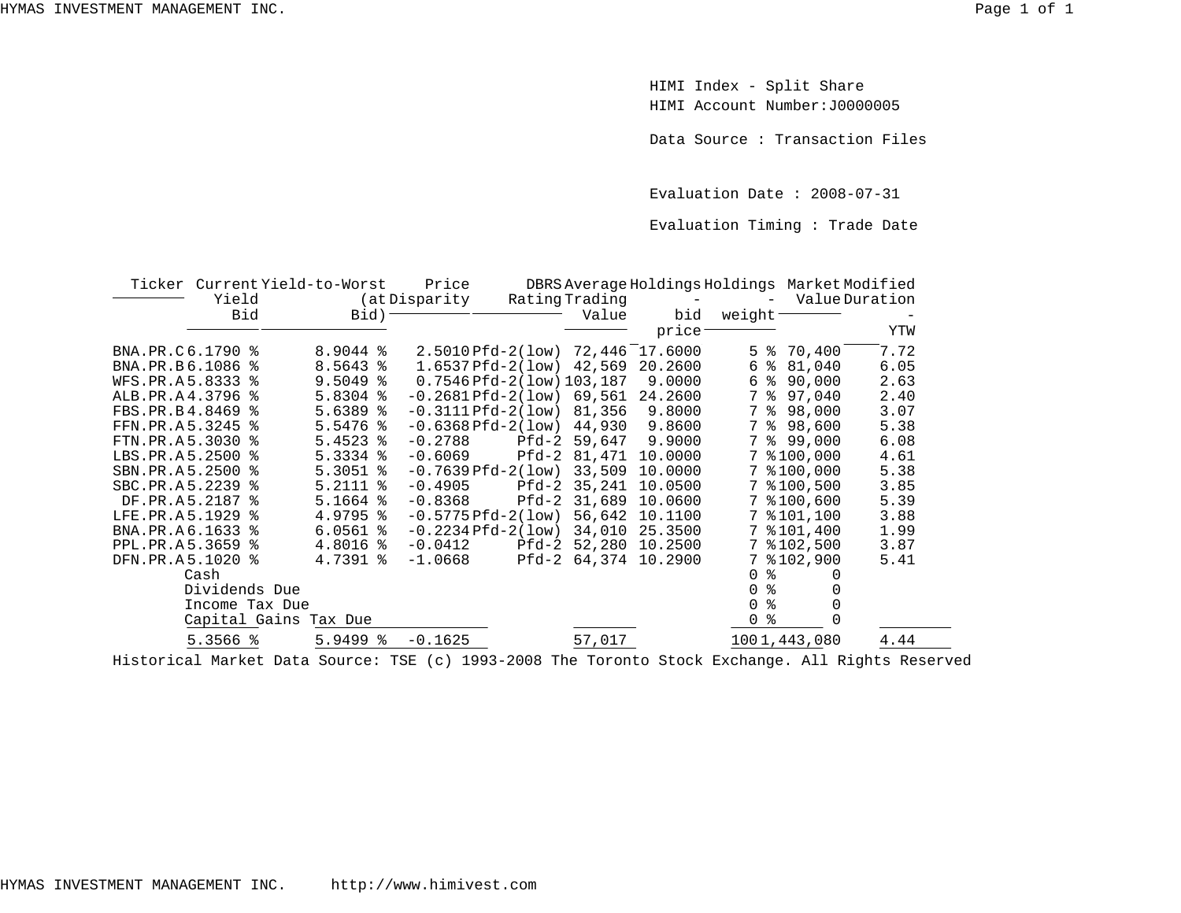HIMI Index - Split Share
HIMI Account Number:J0000005

Data Source : Transaction Files

Evaluation Date : 2008-07-31

Evaluation Timing : Trade Date

| Ticker | Current Yield Bid | Yield-to-Worst (at Bid) | Price Disparity | DBRS Rating | Average Trading Value | Holdings - bid price | Holdings - weight | Market Value | Modified Duration - YTW |
|---|---|---|---|---|---|---|---|---|---|
| BNA.PR.C | 6.1790 % | 8.9044 % | 2.5010 | Pfd-2(low) | 72,446 | 17.6000 | 5 % | 70,400 | 7.72 |
| BNA.PR.B | 6.1086 % | 8.5643 % | 1.6537 | Pfd-2(low) | 42,569 | 20.2600 | 6 % | 81,040 | 6.05 |
| WFS.PR.A | 5.8333 % | 9.5049 % | 0.7546 | Pfd-2(low) | 103,187 | 9.0000 | 6 % | 90,000 | 2.63 |
| ALB.PR.A | 4.3796 % | 5.8304 % | -0.2681 | Pfd-2(low) | 69,561 | 24.2600 | 7 % | 97,040 | 2.40 |
| FBS.PR.B | 4.8469 % | 5.6389 % | -0.3111 | Pfd-2(low) | 81,356 | 9.8000 | 7 % | 98,000 | 3.07 |
| FFN.PR.A | 5.3245 % | 5.5476 % | -0.6368 | Pfd-2(low) | 44,930 | 9.8600 | 7 % | 98,600 | 5.38 |
| FTN.PR.A | 5.3030 % | 5.4523 % | -0.2788 | Pfd-2 | 59,647 | 9.9000 | 7 % | 99,000 | 6.08 |
| LBS.PR.A | 5.2500 % | 5.3334 % | -0.6069 | Pfd-2 | 81,471 | 10.0000 | 7 % | 100,000 | 4.61 |
| SBN.PR.A | 5.2500 % | 5.3051 % | -0.7639 | Pfd-2(low) | 33,509 | 10.0000 | 7 % | 100,000 | 5.38 |
| SBC.PR.A | 5.2239 % | 5.2111 % | -0.4905 | Pfd-2 | 35,241 | 10.0500 | 7 % | 100,500 | 3.85 |
| DF.PR.A | 5.2187 % | 5.1664 % | -0.8368 | Pfd-2 | 31,689 | 10.0600 | 7 % | 100,600 | 5.39 |
| LFE.PR.A | 5.1929 % | 4.9795 % | -0.5775 | Pfd-2(low) | 56,642 | 10.1100 | 7 % | 101,100 | 3.88 |
| BNA.PR.A | 6.1633 % | 6.0561 % | -0.2234 | Pfd-2(low) | 34,010 | 25.3500 | 7 % | 101,400 | 1.99 |
| PPL.PR.A | 5.3659 % | 4.8016 % | -0.0412 | Pfd-2 | 52,280 | 10.2500 | 7 % | 102,500 | 3.87 |
| DFN.PR.A | 5.1020 % | 4.7391 % | -1.0668 | Pfd-2 | 64,374 | 10.2900 | 7 % | 102,900 | 5.41 |
| Cash | | | | | | | 0 % | 0 | |
| Dividends Due | | | | | | | 0 % | 0 | |
| Income Tax Due | | | | | | | 0 % | 0 | |
| Capital Gains Tax Due | | | | | | | 0 % | 0 | |
| | 5.3566 % | 5.9499 % | -0.1625 | | 57,017 | | 100 | 1,443,080 | 4.44 |

Historical Market Data Source: TSE (c) 1993-2008 The Toronto Stock Exchange. All Rights Reserved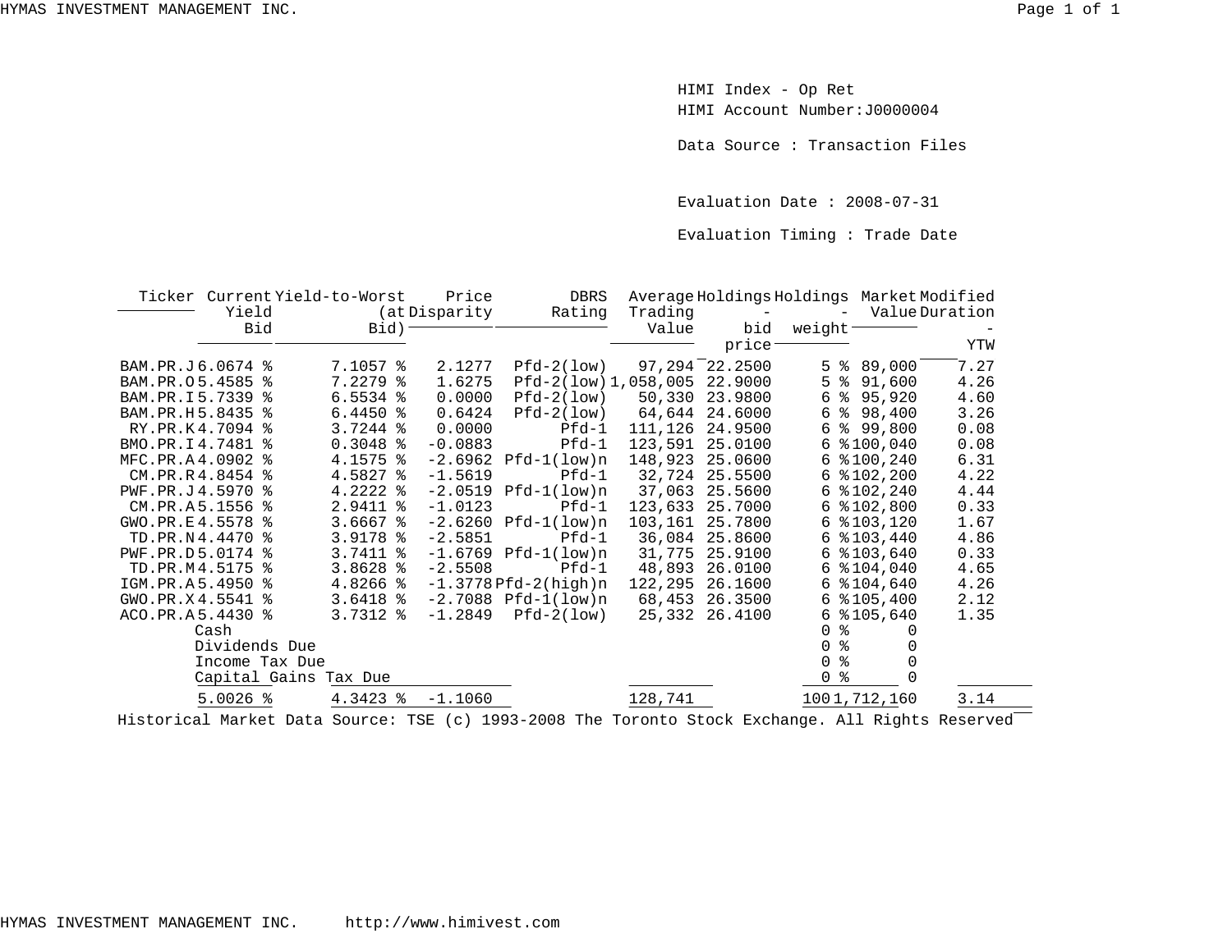HIMI Index - Op Ret
HIMI Account Number:J0000004

Data Source : Transaction Files

Evaluation Date : 2008-07-31

Evaluation Timing : Trade Date

| Ticker | Current Yield Bid | Yield-to-Worst (at Bid) | Price Disparity | DBRS Rating | Average Trading Value | Holdings - bid price | Holdings - weight | Market Value | Modified Duration - YTW |
|---|---|---|---|---|---|---|---|---|---|
| BAM.PR.J | 6.0674 % | 7.1057 % | 2.1277 | Pfd-2(low) | 97,294 | 22.2500 | 5 % | 89,000 | 7.27 |
| BAM.PR.O | 5.4585 % | 7.2279 % | 1.6275 | Pfd-2(low) | 1,058,005 | 22.9000 | 5 % | 91,600 | 4.26 |
| BAM.PR.I | 5.7339 % | 6.5534 % | 0.0000 | Pfd-2(low) | 50,330 | 23.9800 | 6 % | 95,920 | 4.60 |
| BAM.PR.H | 5.8435 % | 6.4450 % | 0.6424 | Pfd-2(low) | 64,644 | 24.6000 | 6 % | 98,400 | 3.26 |
| RY.PR.K | 4.7094 % | 3.7244 % | 0.0000 | Pfd-1 | 111,126 | 24.9500 | 6 % | 99,800 | 0.08 |
| BMO.PR.I | 4.7481 % | 0.3048 % | -0.0883 | Pfd-1 | 123,591 | 25.0100 | 6 % | 100,040 | 0.08 |
| MFC.PR.A | 4.0902 % | 4.1575 % | -2.6962 | Pfd-1(low)n | 148,923 | 25.0600 | 6 % | 100,240 | 6.31 |
| CM.PR.R | 4.8454 % | 4.5827 % | -1.5619 | Pfd-1 | 32,724 | 25.5500 | 6 % | 102,200 | 4.22 |
| PWF.PR.J | 4.5970 % | 4.2222 % | -2.0519 | Pfd-1(low)n | 37,063 | 25.5600 | 6 % | 102,240 | 4.44 |
| CM.PR.A | 5.1556 % | 2.9411 % | -1.0123 | Pfd-1 | 123,633 | 25.7000 | 6 % | 102,800 | 0.33 |
| GWO.PR.E | 4.5578 % | 3.6667 % | -2.6260 | Pfd-1(low)n | 103,161 | 25.7800 | 6 % | 103,120 | 1.67 |
| TD.PR.N | 4.4470 % | 3.9178 % | -2.5851 | Pfd-1 | 36,084 | 25.8600 | 6 % | 103,440 | 4.86 |
| PWF.PR.D | 5.0174 % | 3.7411 % | -1.6769 | Pfd-1(low)n | 31,775 | 25.9100 | 6 % | 103,640 | 0.33 |
| TD.PR.M | 4.5175 % | 3.8628 % | -2.5508 | Pfd-1 | 48,893 | 26.0100 | 6 % | 104,040 | 4.65 |
| IGM.PR.A | 5.4950 % | 4.8266 % | -1.3778 | Pfd-2(high)n | 122,295 | 26.1600 | 6 % | 104,640 | 4.26 |
| GWO.PR.X | 4.5541 % | 3.6418 % | -2.7088 | Pfd-1(low)n | 68,453 | 26.3500 | 6 % | 105,400 | 2.12 |
| ACO.PR.A | 5.4430 % | 3.7312 % | -1.2849 | Pfd-2(low) | 25,332 | 26.4100 | 6 % | 105,640 | 1.35 |
| Cash | | | | | | | 0 % | 0 | |
| Dividends Due | | | | | | | 0 % | 0 | |
| Income Tax Due | | | | | | | 0 % | 0 | |
| Capital Gains Tax Due | | | | | | | 0 % | 0 | |
| | 5.0026 % | 4.3423 % | -1.1060 | | 128,741 | | 100 | 1,712,160 | 3.14 |

Historical Market Data Source: TSE (c) 1993-2008 The Toronto Stock Exchange. All Rights Reserved

HYMAS INVESTMENT MANAGEMENT INC. http://www.himivest.com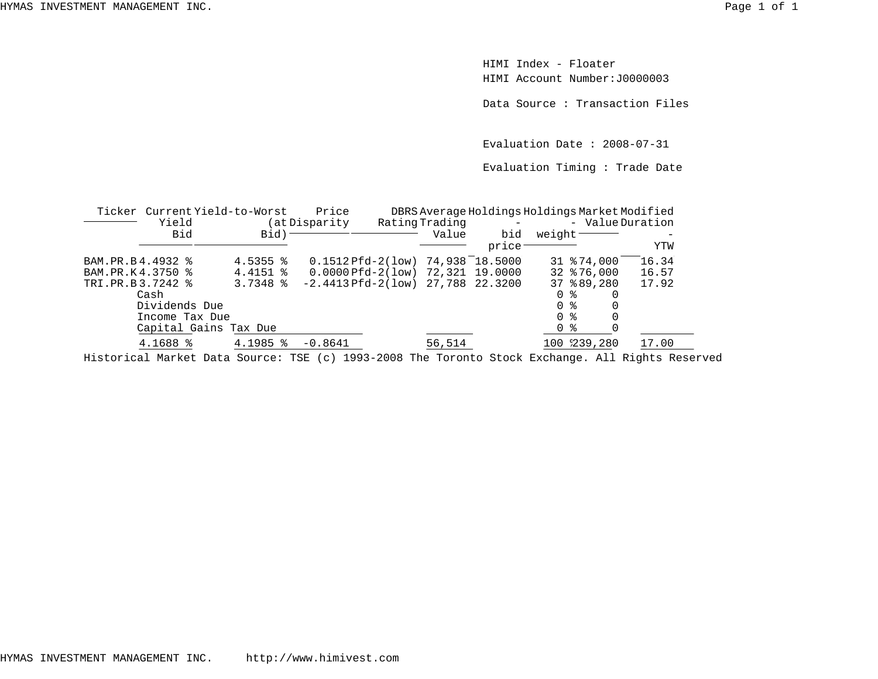HIMI Index - Floater
HIMI Account Number:J0000003

Data Source : Transaction Files

Evaluation Date : 2008-07-31

Evaluation Timing : Trade Date

| Ticker | Current Yield Bid | Yield-to-Worst (at Bid) | Price Disparity | DBRS Rating | Average Trading Value | Holdings - bid price | Holdings - weight | Market Value | Modified Duration - YTW |
|---|---|---|---|---|---|---|---|---|---|
| BAM.PR.B | 4.4932 % | 4.5355 % | 0.1512 | Pfd-2(low) | 74,938 | 18.5000 | 31 % | 74,000 | 16.34 |
| BAM.PR.K | 4.3750 % | 4.4151 % | 0.0000 | Pfd-2(low) | 72,321 | 19.0000 | 32 % | 76,000 | 16.57 |
| TRI.PR.B | 3.7242 % | 3.7348 % | -2.4413 | Pfd-2(low) | 27,788 | 22.3200 | 37 % | 89,280 | 17.92 |
| Cash | | | | | | | 0 % | 0 | |
| Dividends Due | | | | | | | 0 % | 0 | |
| Income Tax Due | | | | | | | 0 % | 0 | |
| Capital Gains Tax Due | | | | | | | 0 % | 0 | |
| | 4.1688 % | 4.1985 % | -0.8641 | | 56,514 | | 100 % | 239,280 | 17.00 |

Historical Market Data Source: TSE (c) 1993-2008 The Toronto Stock Exchange. All Rights Reserved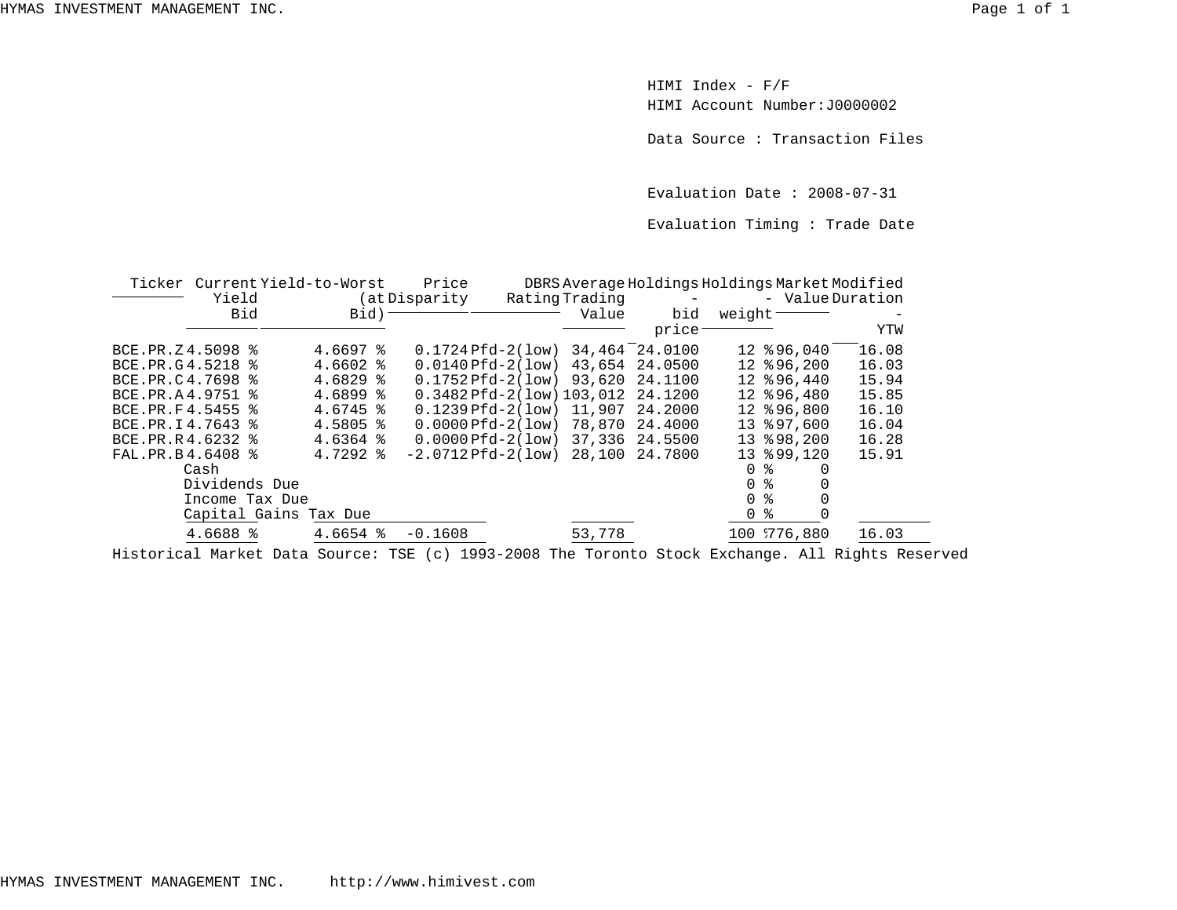HIMI Index - F/F

HIMI Account Number:J0000002

Data Source : Transaction Files

Evaluation Date : 2008-07-31

Evaluation Timing : Trade Date

| Ticker | Current Yield Bid | Yield-to-Worst (at Bid) | Price Disparity | DBRS Rating | Average Trading Value | Holdings - bid price | Holdings - weight | Market Value | Modified Duration - YTW |
|---|---|---|---|---|---|---|---|---|---|
| BCE.PR.Z | 4.5098 % | 4.6697 % | 0.1724 | Pfd-2(low) | 34,464 | 24.0100 | 12 % | 96,040 | 16.08 |
| BCE.PR.G | 4.5218 % | 4.6602 % | 0.0140 | Pfd-2(low) | 43,654 | 24.0500 | 12 % | 96,200 | 16.03 |
| BCE.PR.C | 4.7698 % | 4.6829 % | 0.1752 | Pfd-2(low) | 93,620 | 24.1100 | 12 % | 96,440 | 15.94 |
| BCE.PR.A | 4.9751 % | 4.6899 % | 0.3482 | Pfd-2(low) | 103,012 | 24.1200 | 12 % | 96,480 | 15.85 |
| BCE.PR.F | 4.5455 % | 4.6745 % | 0.1239 | Pfd-2(low) | 11,907 | 24.2000 | 12 % | 96,800 | 16.10 |
| BCE.PR.I | 4.7643 % | 4.5805 % | 0.0000 | Pfd-2(low) | 78,870 | 24.4000 | 13 % | 97,600 | 16.04 |
| BCE.PR.R | 4.6232 % | 4.6364 % | 0.0000 | Pfd-2(low) | 37,336 | 24.5500 | 13 % | 98,200 | 16.28 |
| FAL.PR.B | 4.6408 % | 4.7292 % | -2.0712 | Pfd-2(low) | 28,100 | 24.7800 | 13 % | 99,120 | 15.91 |
| Cash | | | | | | | 0 % | 0 | |
| Dividends Due | | | | | | | 0 % | 0 | |
| Income Tax Due | | | | | | | 0 % | 0 | |
| Capital Gains Tax Due | | | | | | | 0 % | 0 | |
| | 4.6688 % | 4.6654 % | -0.1608 | | 53,778 | | 100 % | 776,880 | 16.03 |

Historical Market Data Source: TSE (c) 1993-2008 The Toronto Stock Exchange. All Rights Reserved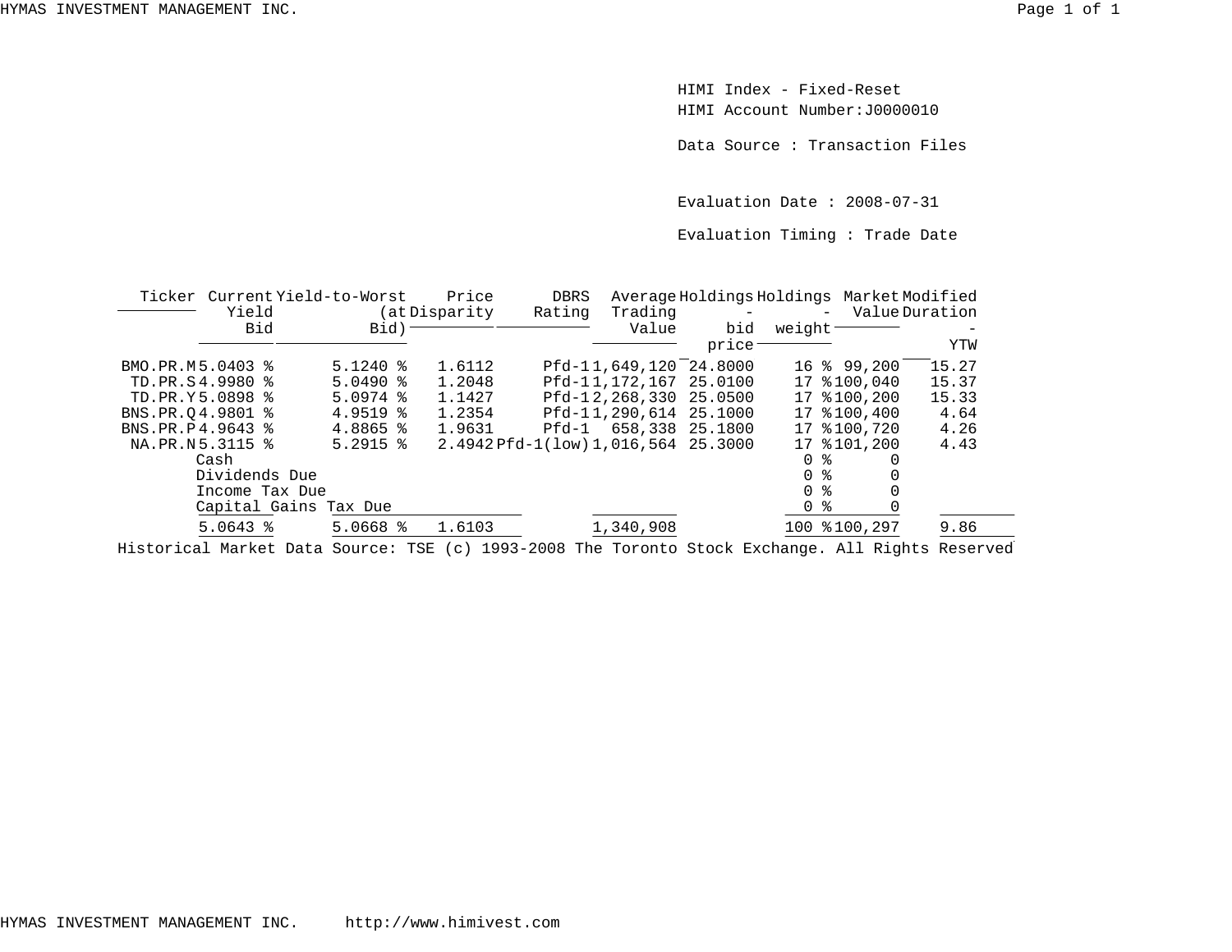HIMI Index - Fixed-Reset
HIMI Account Number:J0000010

Data Source : Transaction Files

Evaluation Date : 2008-07-31

Evaluation Timing : Trade Date

| Ticker | Current Yield Bid | Yield-to-Worst (at Bid) | Price Disparity | DBRS Rating | Average Trading Value | Holdings - bid price | Holdings - weight | Market Value | Modified Duration - YTW |
|---|---|---|---|---|---|---|---|---|---|
| BMO.PR.M | 5.0403 % | 5.1240 % | 1.6112 | Pfd-1 | 1,649,120 | 24.8000 | 16 % | 99,200 | 15.27 |
| TD.PR.S | 4.9980 % | 5.0490 % | 1.2048 | Pfd-1 | 1,172,167 | 25.0100 | 17 % | 100,040 | 15.37 |
| TD.PR.Y | 5.0898 % | 5.0974 % | 1.1427 | Pfd-1 | 2,268,330 | 25.0500 | 17 % | 100,200 | 15.33 |
| BNS.PR.Q | 4.9801 % | 4.9519 % | 1.2354 | Pfd-1 | 1,290,614 | 25.1000 | 17 % | 100,400 | 4.64 |
| BNS.PR.P | 4.9643 % | 4.8865 % | 1.9631 | Pfd-1 | 658,338 | 25.1800 | 17 % | 100,720 | 4.26 |
| NA.PR.N | 5.3115 % | 5.2915 % | 2.4942 | Pfd-1(low) | 1,016,564 | 25.3000 | 17 % | 101,200 | 4.43 |
| Cash | | | | | | | 0 % | 0 | |
| Dividends Due | | | | | | | 0 % | 0 | |
| Income Tax Due | | | | | | | 0 % | 0 | |
| Capital Gains Tax Due | | | | | | | 0 % | 0 | |
| | 5.0643 % | 5.0668 % | 1.6103 | | 1,340,908 | | 100 % | 100,297 | 9.86 |

Historical Market Data Source: TSE (c) 1993-2008 The Toronto Stock Exchange. All Rights Reserved

HYMAS INVESTMENT MANAGEMENT INC. http://www.himivest.com